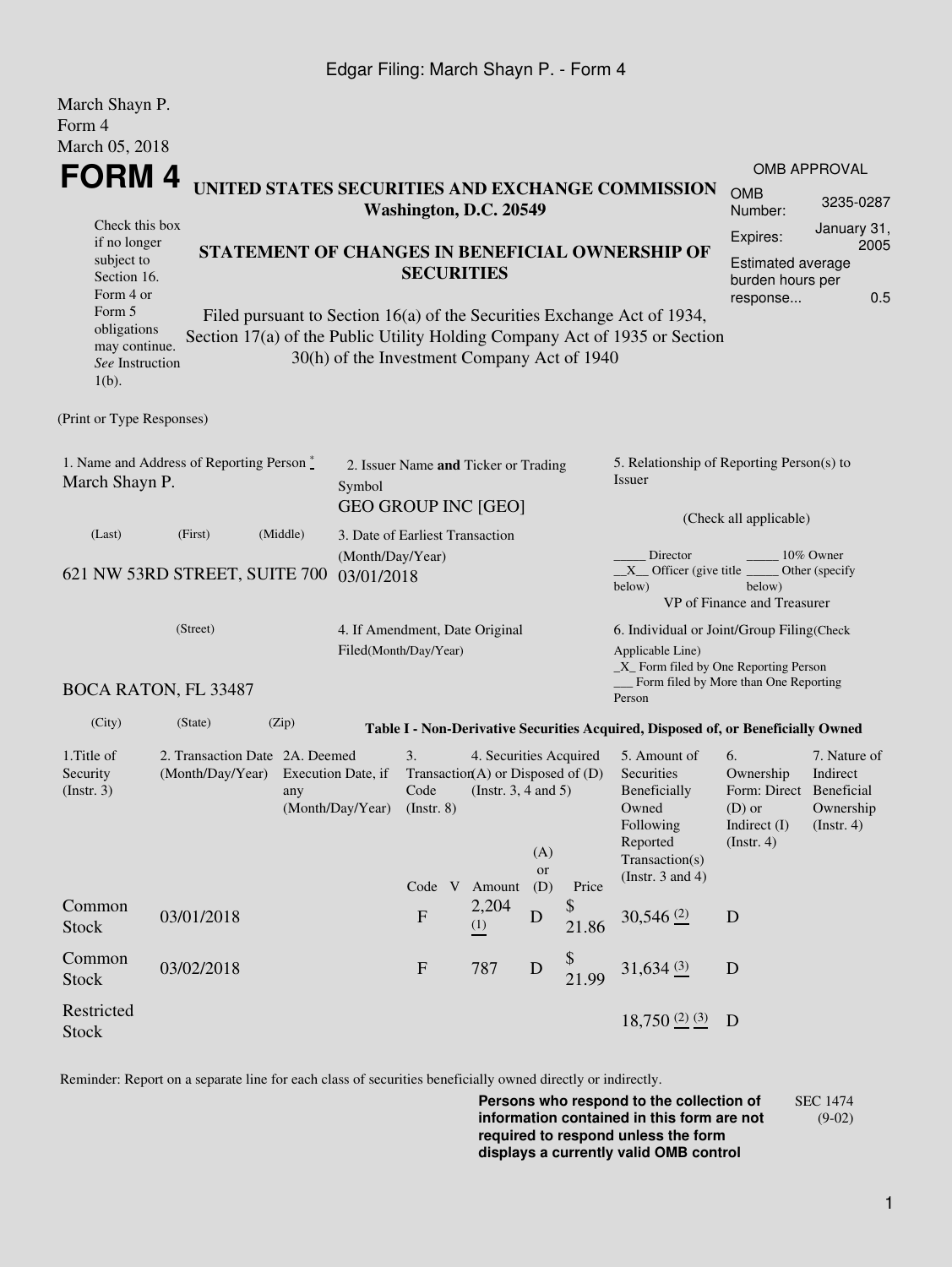March Shayn P.
Form 4
March 05, 2018

# FORM 4

## UNITED STATES SECURITIES AND EXCHANGE COMMISSION
**Washington, D.C. 20549**

Check this box if no longer subject to Section 16. Form 4 or Form 5 obligations may continue. *See* Instruction 1(b).

### STATEMENT OF CHANGES IN BENEFICIAL OWNERSHIP OF SECURITIES

Filed pursuant to Section 16(a) of the Securities Exchange Act of 1934, Section 17(a) of the Public Utility Holding Company Act of 1935 or Section 30(h) of the Investment Company Act of 1940

| OMB APPROVAL | |
|---|---|
| OMB Number: | 3235-0287 |
| Expires: | January 31, 2005 |
| Estimated average burden hours per response... | 0.5 |

(Print or Type Responses)

1. Name and Address of Reporting Person *
March Shayn P.

(Last) (First) (Middle)

621 NW 53RD STREET, SUITE 700

(Street)

BOCA RATON, FL 33487

(City) (State) (Zip)

2. Issuer Name **and** Ticker or Trading Symbol
GEO GROUP INC [GEO]

3. Date of Earliest Transaction (Month/Day/Year)
03/01/2018

4. If Amendment, Date Original Filed(Month/Day/Year)

5. Relationship of Reporting Person(s) to Issuer

(Check all applicable)

_____ Director _____ 10% Owner
__X__ Officer (give title below) _____ Other (specify below)
VP of Finance and Treasurer

6. Individual or Joint/Group Filing(Check Applicable Line)
_X_ Form filed by One Reporting Person
___ Form filed by More than One Reporting Person

**Table I - Non-Derivative Securities Acquired, Disposed of, or Beneficially Owned**

| 1.Title of Security (Instr. 3) | 2. Transaction Date (Month/Day/Year) | 2A. Deemed Execution Date, if any (Month/Day/Year) | 3. Transaction Code (Instr. 8) | | 4. Securities Acquired (A) or Disposed of (D) (Instr. 3, 4 and 5) | | | 5. Amount of Securities Beneficially Owned Following Reported Transaction(s) (Instr. 3 and 4) | 6. Ownership Form: Direct (D) or Indirect (I) (Instr. 4) | 7. Nature of Indirect Beneficial Ownership (Instr. 4) |
|---|---|---|---|---|---|---|---|---|---|---|
| | | | Code | V | Amount | (A) or (D) | Price | | | |
| Common Stock | 03/01/2018 | | F | | 2,204 (1) | D | $ 21.86 | 30,546 (2) | D | |
| Common Stock | 03/02/2018 | | F | | 787 | D | $ 21.99 | 31,634 (3) | D | |
| Restricted Stock | | | | | | | | 18,750 (2) (3) | D | |

Reminder: Report on a separate line for each class of securities beneficially owned directly or indirectly.

**Persons who respond to the collection of information contained in this form are not required to respond unless the form displays a currently valid OMB control**

SEC 1474 (9-02)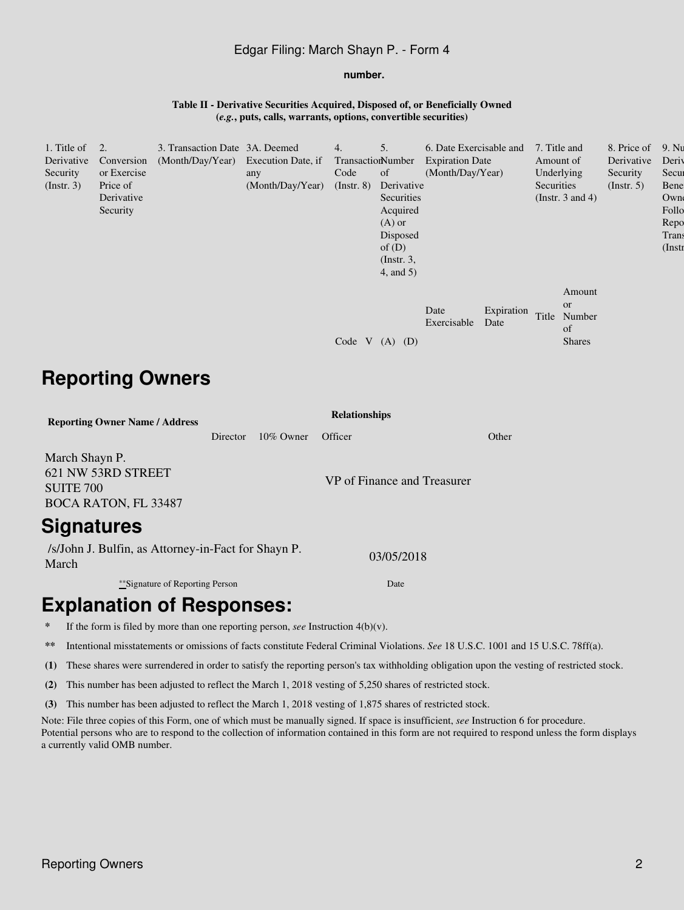number.

**Table II - Derivative Securities Acquired, Disposed of, or Beneficially Owned**
**(*e.g.*, puts, calls, warrants, options, convertible securities)**

| 1. Title of Derivative Security (Instr. 3) | 2. Conversion or Exercise Price of Derivative Security | 3. Transaction Date (Month/Day/Year) | 3A. Deemed Execution Date, if any (Month/Day/Year) | 4. Transaction Code (Instr. 8) | | 5. Number of Derivative Securities Acquired (A) or Disposed of (D) (Instr. 3, 4, and 5) | | 6. Date Exercisable and Expiration Date (Month/Day/Year) | | 7. Title and Amount of Underlying Securities (Instr. 3 and 4) | | 8. Price of Derivative Security (Instr. 5) | 9. Nu Deriv Secur Bene Owne Follo Repo Trans (Instr |
|---|---|---|---|---|---|---|---|---|---|---|---|---|---|
| | | | | Code | V | (A) | (D) | Date Exercisable | Expiration Date | Title | Amount or Number of Shares | | |

## Reporting Owners

| Reporting Owner Name / Address | Relationships | | | |
|---|---|---|---|---|
| | Director | 10% Owner | Officer | Other |
| March Shayn P.<br>621 NW 53RD STREET<br>SUITE 700<br>BOCA RATON, FL 33487 | | | VP of Finance and Treasurer | |

## Signatures

| /s/John J. Bulfin, as Attorney-in-Fact for Shayn P. March | 03/05/2018 |
|---|---|
| **Signature of Reporting Person | Date |

## Explanation of Responses:

- \* If the form is filed by more than one reporting person, *see* Instruction 4(b)(v).
- ** Intentional misstatements or omissions of facts constitute Federal Criminal Violations. *See* 18 U.S.C. 1001 and 15 U.S.C. 78ff(a).
- **(1)** These shares were surrendered in order to satisfy the reporting person's tax withholding obligation upon the vesting of restricted stock.
- **(2)** This number has been adjusted to reflect the March 1, 2018 vesting of 5,250 shares of restricted stock.
- **(3)** This number has been adjusted to reflect the March 1, 2018 vesting of 1,875 shares of restricted stock.

Note: File three copies of this Form, one of which must be manually signed. If space is insufficient, *see* Instruction 6 for procedure.
Potential persons who are to respond to the collection of information contained in this form are not required to respond unless the form displays a currently valid OMB number.